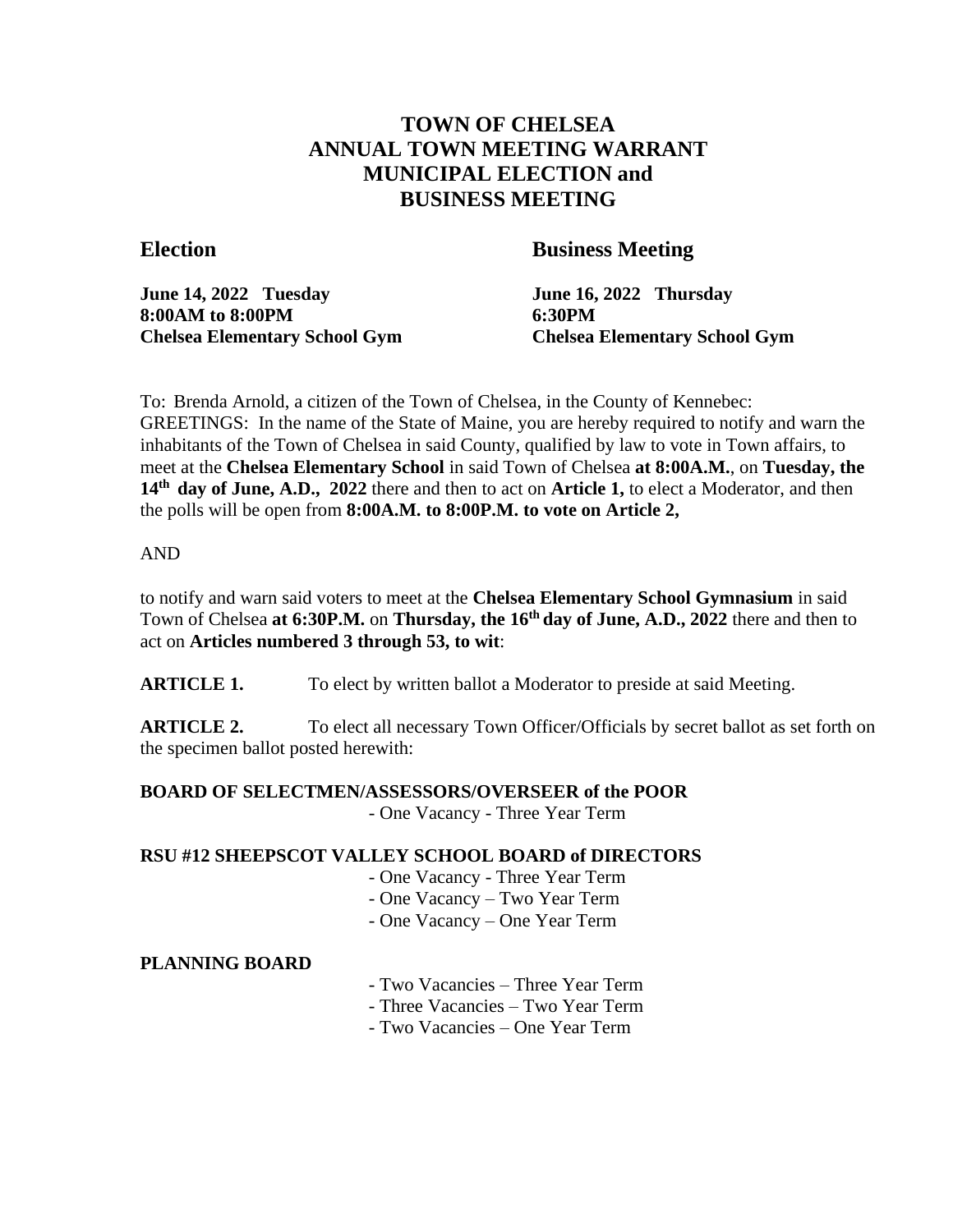# TOWN OF CHELSEA
# ANNUAL TOWN MEETING WARRANT
# MUNICIPAL ELECTION and
# BUSINESS MEETING

## Election

**June 14, 2022 Tuesday**
**8:00AM to 8:00PM**
**Chelsea Elementary School Gym**

## Business Meeting

**June 16, 2022 Thursday**
**6:30PM**
**Chelsea Elementary School Gym**

To: Brenda Arnold, a citizen of the Town of Chelsea, in the County of Kennebec:
GREETINGS: In the name of the State of Maine, you are hereby required to notify and warn the inhabitants of the Town of Chelsea in said County, qualified by law to vote in Town affairs, to meet at the **Chelsea Elementary School** in said Town of Chelsea **at 8:00A.M.**, on **Tuesday, the 14th day of June, A.D., 2022** there and then to act on **Article 1,** to elect a Moderator, and then the polls will be open from **8:00A.M. to 8:00P.M. to vote on Article 2,**

AND

to notify and warn said voters to meet at the **Chelsea Elementary School Gymnasium** in said Town of Chelsea **at 6:30P.M.** on **Thursday, the 16th day of June, A.D., 2022** there and then to act on **Articles numbered 3 through 53, to wit**:

**ARTICLE 1.** To elect by written ballot a Moderator to preside at said Meeting.

**ARTICLE 2.** To elect all necessary Town Officer/Officials by secret ballot as set forth on the specimen ballot posted herewith:

**BOARD OF SELECTMEN/ASSESSORS/OVERSEER of the POOR**

- One Vacancy - Three Year Term

**RSU #12 SHEEPSCOT VALLEY SCHOOL BOARD of DIRECTORS**

- One Vacancy - Three Year Term
- One Vacancy – Two Year Term
- One Vacancy – One Year Term

**PLANNING BOARD**

- Two Vacancies – Three Year Term
- Three Vacancies – Two Year Term
- Two Vacancies – One Year Term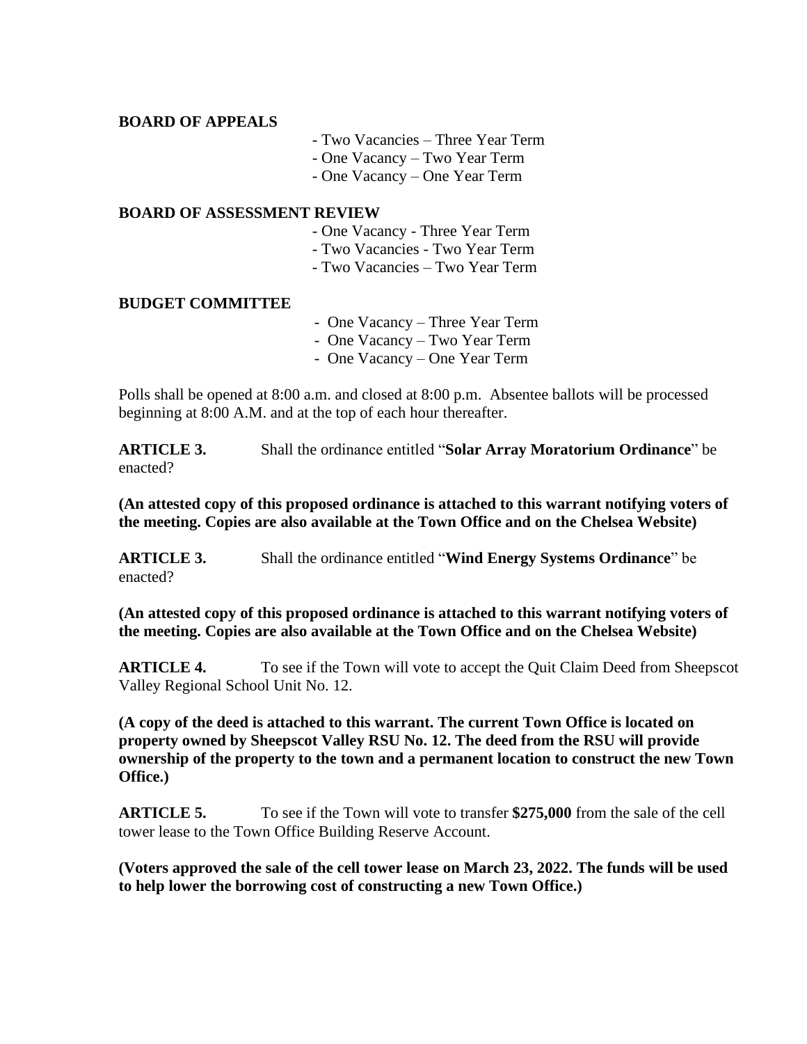**BOARD OF APPEALS**

- Two Vacancies – Three Year Term
- One Vacancy – Two Year Term
- One Vacancy – One Year Term

**BOARD OF ASSESSMENT REVIEW**

- One Vacancy - Three Year Term
- Two Vacancies - Two Year Term
- Two Vacancies – Two Year Term

**BUDGET COMMITTEE**

- One Vacancy – Three Year Term
- One Vacancy – Two Year Term
- One Vacancy – One Year Term

Polls shall be opened at 8:00 a.m. and closed at 8:00 p.m. Absentee ballots will be processed beginning at 8:00 A.M. and at the top of each hour thereafter.

**ARTICLE 3.** Shall the ordinance entitled "**Solar Array Moratorium Ordinance**" be enacted?

**(An attested copy of this proposed ordinance is attached to this warrant notifying voters of the meeting. Copies are also available at the Town Office and on the Chelsea Website)**

**ARTICLE 3.** Shall the ordinance entitled "**Wind Energy Systems Ordinance**" be enacted?

**(An attested copy of this proposed ordinance is attached to this warrant notifying voters of the meeting. Copies are also available at the Town Office and on the Chelsea Website)**

**ARTICLE 4.** To see if the Town will vote to accept the Quit Claim Deed from Sheepscot Valley Regional School Unit No. 12.

**(A copy of the deed is attached to this warrant. The current Town Office is located on property owned by Sheepscot Valley RSU No. 12. The deed from the RSU will provide ownership of the property to the town and a permanent location to construct the new Town Office.)**

**ARTICLE 5.** To see if the Town will vote to transfer **$275,000** from the sale of the cell tower lease to the Town Office Building Reserve Account.

**(Voters approved the sale of the cell tower lease on March 23, 2022. The funds will be used to help lower the borrowing cost of constructing a new Town Office.)**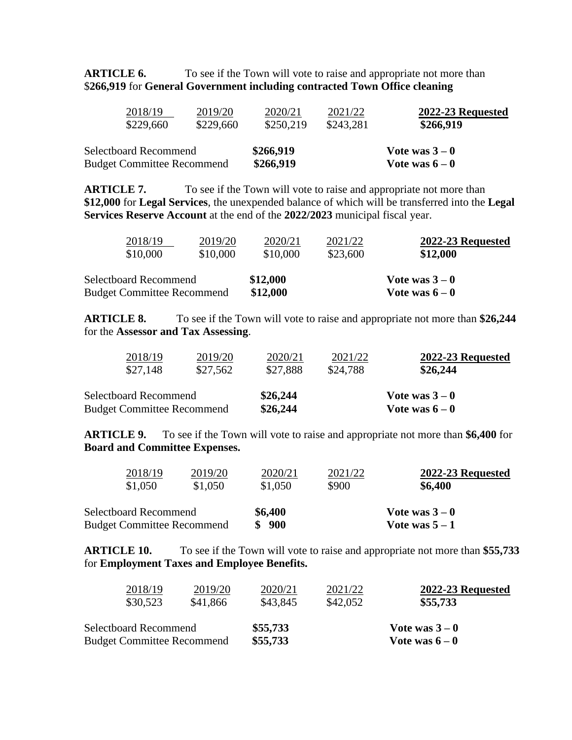**ARTICLE 6.** To see if the Town will vote to raise and appropriate not more than $**266,919** for **General Government including contracted Town Office cleaning**

| 2018/19 | 2019/20 | 2020/21 | 2021/22 | **2022-23 Requested** |
|---|---|---|---|---|
| $229,660 | $229,660 | $250,219 | $243,281 | **$266,919** |

| | | |
|---|---|---|
| Selectboard Recommend | **$266,919** | **Vote was 3 – 0** |
| Budget Committee Recommend | **$266,919** | **Vote was 6 – 0** |

**ARTICLE 7.** To see if the Town will vote to raise and appropriate not more than **$12,000** for **Legal Services**, the unexpended balance of which will be transferred into the **Legal Services Reserve Account** at the end of the **2022/2023** municipal fiscal year.

| 2018/19 | 2019/20 | 2020/21 | 2021/22 | **2022-23 Requested** |
|---|---|---|---|---|
| $10,000 | $10,000 | $10,000 | $23,600 | **$12,000** |

| | | |
|---|---|---|
| Selectboard Recommend | **$12,000** | **Vote was 3 – 0** |
| Budget Committee Recommend | **$12,000** | **Vote was 6 – 0** |

**ARTICLE 8.** To see if the Town will vote to raise and appropriate not more than **$26,244** for the **Assessor and Tax Assessing**.

| 2018/19 | 2019/20 | 2020/21 | 2021/22 | **2022-23 Requested** |
|---|---|---|---|---|
| $27,148 | $27,562 | $27,888 | $24,788 | **$26,244** |

| | | |
|---|---|---|
| Selectboard Recommend | **$26,244** | **Vote was 3 – 0** |
| Budget Committee Recommend | **$26,244** | **Vote was 6 – 0** |

**ARTICLE 9.** To see if the Town will vote to raise and appropriate not more than **$6,400** for **Board and Committee Expenses.**

| 2018/19 | 2019/20 | 2020/21 | 2021/22 | **2022-23 Requested** |
|---|---|---|---|---|
| $1,050 | $1,050 | $1,050 | $900 | **$6,400** |

| | | |
|---|---|---|
| Selectboard Recommend | **$6,400** | **Vote was 3 – 0** |
| Budget Committee Recommend | **$ 900** | **Vote was 5 – 1** |

**ARTICLE 10.** To see if the Town will vote to raise and appropriate not more than **$55,733** for **Employment Taxes and Employee Benefits.**

| 2018/19 | 2019/20 | 2020/21 | 2021/22 | **2022-23 Requested** |
|---|---|---|---|---|
| $30,523 | $41,866 | $43,845 | $42,052 | **$55,733** |

| | | |
|---|---|---|
| Selectboard Recommend | **$55,733** | **Vote was 3 – 0** |
| Budget Committee Recommend | **$55,733** | **Vote was 6 – 0** |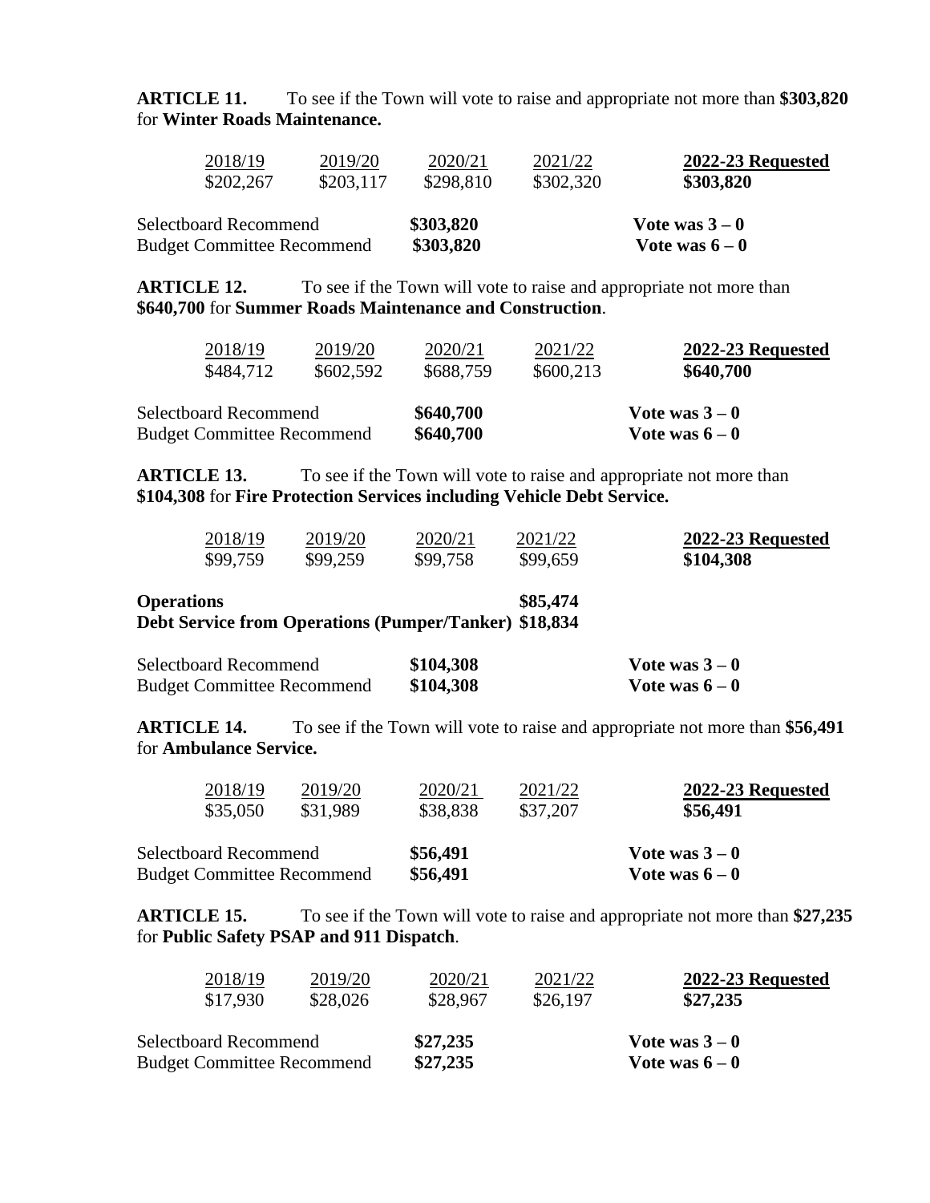**ARTICLE 11.** To see if the Town will vote to raise and appropriate not more than **$303,820** for **Winter Roads Maintenance.**

| 2018/19 | 2019/20 | 2020/21 | 2021/22 | **2022-23 Requested** |
|---|---|---|---|---|
| $202,267 | $203,117 | $298,810 | $302,320 | **$303,820** |

| | | |
|---|---|---|
| Selectboard Recommend | **$303,820** | **Vote was 3 – 0** |
| Budget Committee Recommend | **$303,820** | **Vote was 6 – 0** |

**ARTICLE 12.** To see if the Town will vote to raise and appropriate not more than **$640,700** for **Summer Roads Maintenance and Construction**.

| 2018/19 | 2019/20 | 2020/21 | 2021/22 | **2022-23 Requested** |
|---|---|---|---|---|
| $484,712 | $602,592 | $688,759 | $600,213 | **$640,700** |

| | | |
|---|---|---|
| Selectboard Recommend | **$640,700** | **Vote was 3 – 0** |
| Budget Committee Recommend | **$640,700** | **Vote was 6 – 0** |

**ARTICLE 13.** To see if the Town will vote to raise and appropriate not more than **$104,308** for **Fire Protection Services including Vehicle Debt Service.**

| 2018/19 | 2019/20 | 2020/21 | 2021/22 | **2022-23 Requested** |
|---|---|---|---|---|
| $99,759 | $99,259 | $99,758 | $99,659 | **$104,308** |

**Operations** **$85,474**
**Debt Service from Operations (Pumper/Tanker) $18,834**

| | | |
|---|---|---|
| Selectboard Recommend | **$104,308** | **Vote was 3 – 0** |
| Budget Committee Recommend | **$104,308** | **Vote was 6 – 0** |

**ARTICLE 14.** To see if the Town will vote to raise and appropriate not more than **$56,491** for **Ambulance Service.**

| 2018/19 | 2019/20 | 2020/21 | 2021/22 | **2022-23 Requested** |
|---|---|---|---|---|
| $35,050 | $31,989 | $38,838 | $37,207 | **$56,491** |

| | | |
|---|---|---|
| Selectboard Recommend | **$56,491** | **Vote was 3 – 0** |
| Budget Committee Recommend | **$56,491** | **Vote was 6 – 0** |

**ARTICLE 15.** To see if the Town will vote to raise and appropriate not more than **$27,235** for **Public Safety PSAP and 911 Dispatch**.

| 2018/19 | 2019/20 | 2020/21 | 2021/22 | **2022-23 Requested** |
|---|---|---|---|---|
| $17,930 | $28,026 | $28,967 | $26,197 | **$27,235** |

| | | |
|---|---|---|
| Selectboard Recommend | **$27,235** | **Vote was 3 – 0** |
| Budget Committee Recommend | **$27,235** | **Vote was 6 – 0** |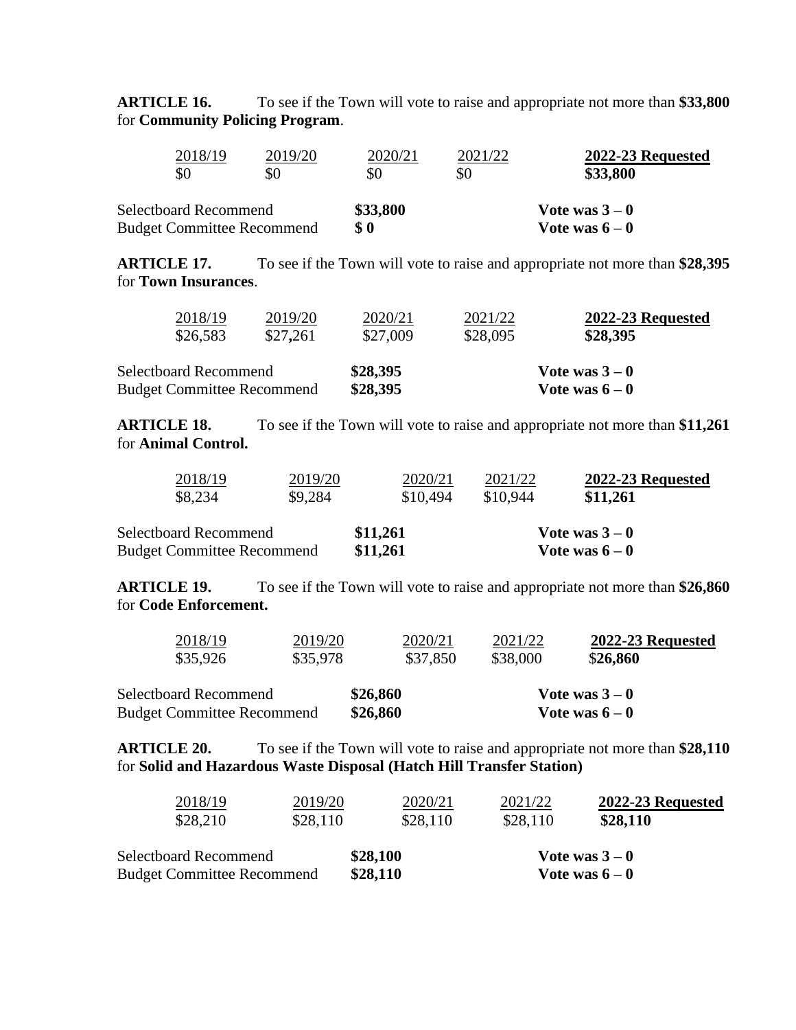**ARTICLE 16.** To see if the Town will vote to raise and appropriate not more than **$33,800** for **Community Policing Program**.

| 2018/19 | 2019/20 | 2020/21 | 2021/22 | **2022-23 Requested** |
|---|---|---|---|---|
| $0 | $0 | $0 | $0 | **$33,800** |

| | | |
|---|---|---|
| Selectboard Recommend | **$33,800** | **Vote was 3 – 0** |
| Budget Committee Recommend | **$ 0** | **Vote was 6 – 0** |

**ARTICLE 17.** To see if the Town will vote to raise and appropriate not more than **$28,395** for **Town Insurances**.

| 2018/19 | 2019/20 | 2020/21 | 2021/22 | **2022-23 Requested** |
|---|---|---|---|---|
| $26,583 | $27,261 | $27,009 | $28,095 | **$28,395** |

| | | |
|---|---|---|
| Selectboard Recommend | **$28,395** | **Vote was 3 – 0** |
| Budget Committee Recommend | **$28,395** | **Vote was 6 – 0** |

**ARTICLE 18.** To see if the Town will vote to raise and appropriate not more than **$11,261** for **Animal Control.**

| 2018/19 | 2019/20 | 2020/21 | 2021/22 | **2022-23 Requested** |
|---|---|---|---|---|
| $8,234 | $9,284 | $10,494 | $10,944 | **$11,261** |

| | | |
|---|---|---|
| Selectboard Recommend | **$11,261** | **Vote was 3 – 0** |
| Budget Committee Recommend | **$11,261** | **Vote was 6 – 0** |

**ARTICLE 19.** To see if the Town will vote to raise and appropriate not more than **$26,860** for **Code Enforcement.**

| 2018/19 | 2019/20 | 2020/21 | 2021/22 | **2022-23 Requested** |
|---|---|---|---|---|
| $35,926 | $35,978 | $37,850 | $38,000 | **$26,860** |

| | | |
|---|---|---|
| Selectboard Recommend | **$26,860** | **Vote was 3 – 0** |
| Budget Committee Recommend | **$26,860** | **Vote was 6 – 0** |

**ARTICLE 20.** To see if the Town will vote to raise and appropriate not more than **$28,110** for **Solid and Hazardous Waste Disposal (Hatch Hill Transfer Station)**

| 2018/19 | 2019/20 | 2020/21 | 2021/22 | **2022-23 Requested** |
|---|---|---|---|---|
| $28,210 | $28,110 | $28,110 | $28,110 | **$28,110** |

| | | |
|---|---|---|
| Selectboard Recommend | **$28,100** | **Vote was 3 – 0** |
| Budget Committee Recommend | **$28,110** | **Vote was 6 – 0** |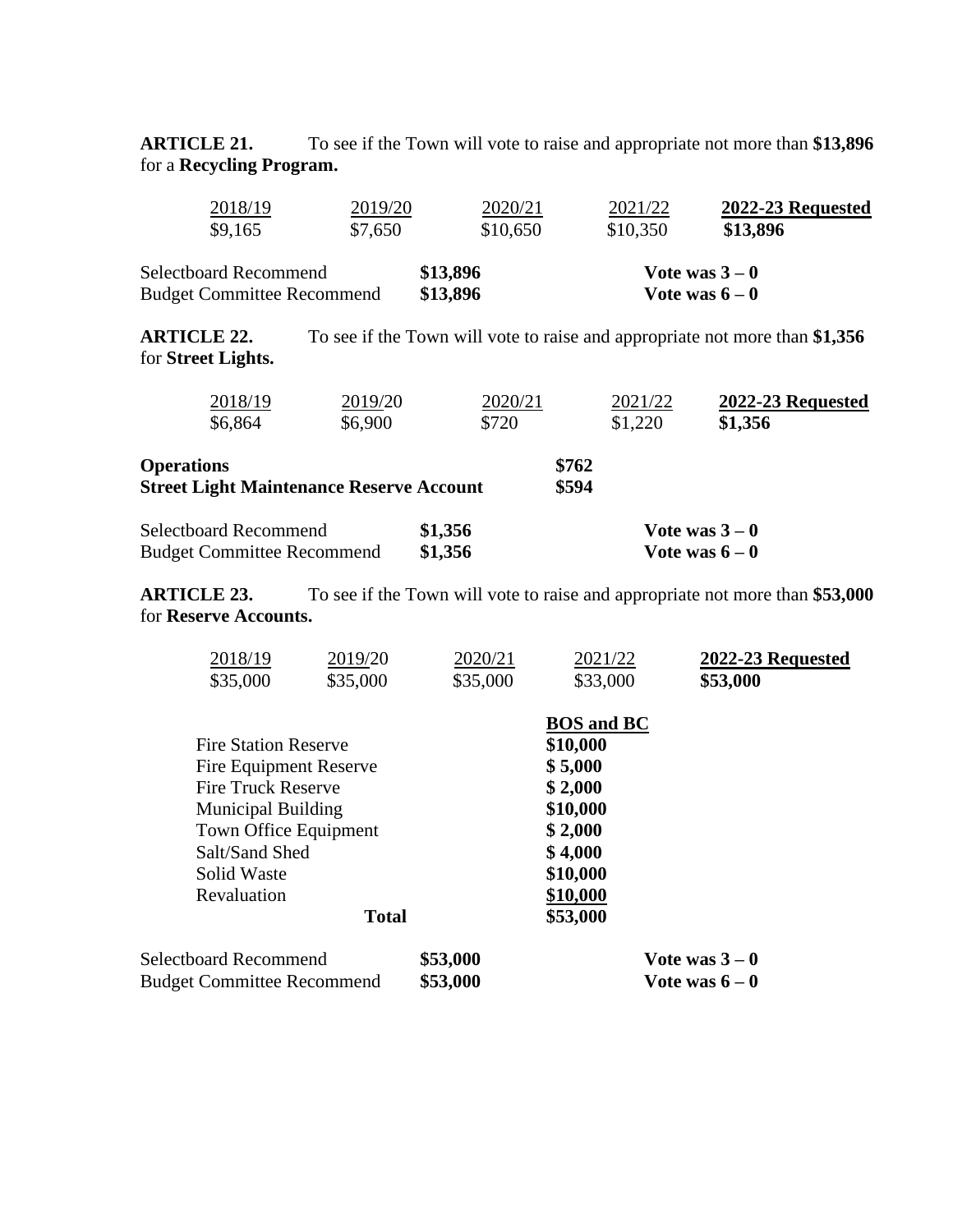**ARTICLE 21.** To see if the Town will vote to raise and appropriate not more than **$13,896** for a **Recycling Program.**

| 2018/19 | 2019/20 | 2020/21 | 2021/22 | **2022-23 Requested** |
|---|---|---|---|---|
| $9,165 | $7,650 | $10,650 | $10,350 | **$13,896** |

| | | |
|---|---|---|
| Selectboard Recommend | **$13,896** | **Vote was 3 – 0** |
| Budget Committee Recommend | **$13,896** | **Vote was 6 – 0** |

**ARTICLE 22.** To see if the Town will vote to raise and appropriate not more than **$1,356** for **Street Lights.**

| 2018/19 | 2019/20 | 2020/21 | 2021/22 | **2022-23 Requested** |
|---|---|---|---|---|
| $6,864 | $6,900 | $720 | $1,220 | **$1,356** |

| | |
|---|---|
| **Operations** | **$762** |
| **Street Light Maintenance Reserve Account** | **$594** |

| | | |
|---|---|---|
| Selectboard Recommend | **$1,356** | **Vote was 3 – 0** |
| Budget Committee Recommend | **$1,356** | **Vote was 6 – 0** |

**ARTICLE 23.** To see if the Town will vote to raise and appropriate not more than **$53,000** for **Reserve Accounts.**

| 2018/19 | 2019/20 | 2020/21 | 2021/22 | **2022-23 Requested** |
|---|---|---|---|---|
| $35,000 | $35,000 | $35,000 | $33,000 | **$53,000** |

| | **BOS and BC** |
|---|---|
| Fire Station Reserve | **$10,000** |
| Fire Equipment Reserve | **$ 5,000** |
| Fire Truck Reserve | **$ 2,000** |
| Municipal Building | **$10,000** |
| Town Office Equipment | **$ 2,000** |
| Salt/Sand Shed | **$ 4,000** |
| Solid Waste | **$10,000** |
| Revaluation | **$10,000** |
| **Total** | **$53,000** |

| | | |
|---|---|---|
| Selectboard Recommend | **$53,000** | **Vote was 3 – 0** |
| Budget Committee Recommend | **$53,000** | **Vote was 6 – 0** |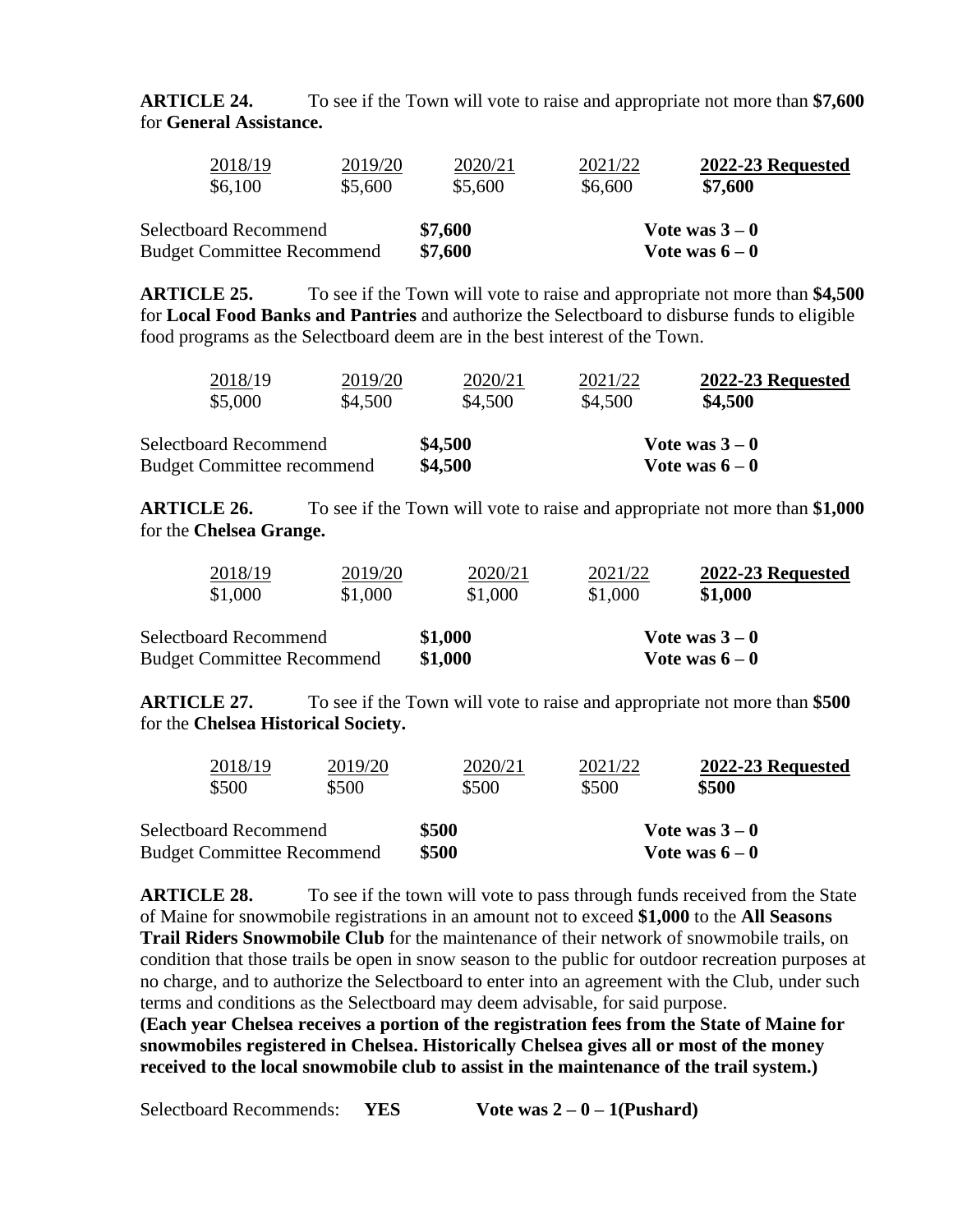**ARTICLE 24.** To see if the Town will vote to raise and appropriate not more than **$7,600** for **General Assistance.**

| 2018/19 | 2019/20 | 2020/21 | 2021/22 | **2022-23 Requested** |
|---|---|---|---|---|
| $6,100 | $5,600 | $5,600 | $6,600 | **$7,600** |

| | | |
|---|---|---|
| Selectboard Recommend | **$7,600** | **Vote was 3 – 0** |
| Budget Committee Recommend | **$7,600** | **Vote was 6 – 0** |

**ARTICLE 25.** To see if the Town will vote to raise and appropriate not more than **$4,500** for **Local Food Banks and Pantries** and authorize the Selectboard to disburse funds to eligible food programs as the Selectboard deem are in the best interest of the Town.

| 2018/19 | 2019/20 | 2020/21 | 2021/22 | **2022-23 Requested** |
|---|---|---|---|---|
| $5,000 | $4,500 | $4,500 | $4,500 | **$4,500** |

| | | |
|---|---|---|
| Selectboard Recommend | **$4,500** | **Vote was 3 – 0** |
| Budget Committee recommend | **$4,500** | **Vote was 6 – 0** |

**ARTICLE 26.** To see if the Town will vote to raise and appropriate not more than **$1,000** for the **Chelsea Grange.**

| 2018/19 | 2019/20 | 2020/21 | 2021/22 | **2022-23 Requested** |
|---|---|---|---|---|
| $1,000 | $1,000 | $1,000 | $1,000 | **$1,000** |

| | | |
|---|---|---|
| Selectboard Recommend | **$1,000** | **Vote was 3 – 0** |
| Budget Committee Recommend | **$1,000** | **Vote was 6 – 0** |

**ARTICLE 27.** To see if the Town will vote to raise and appropriate not more than **$500** for the **Chelsea Historical Society.**

| 2018/19 | 2019/20 | 2020/21 | 2021/22 | **2022-23 Requested** |
|---|---|---|---|---|
| $500 | $500 | $500 | $500 | **$500** |

| | | |
|---|---|---|
| Selectboard Recommend | **$500** | **Vote was 3 – 0** |
| Budget Committee Recommend | **$500** | **Vote was 6 – 0** |

**ARTICLE 28.** To see if the town will vote to pass through funds received from the State of Maine for snowmobile registrations in an amount not to exceed **$1,000** to the **All Seasons Trail Riders Snowmobile Club** for the maintenance of their network of snowmobile trails, on condition that those trails be open in snow season to the public for outdoor recreation purposes at no charge, and to authorize the Selectboard to enter into an agreement with the Club, under such terms and conditions as the Selectboard may deem advisable, for said purpose.
**(Each year Chelsea receives a portion of the registration fees from the State of Maine for snowmobiles registered in Chelsea. Historically Chelsea gives all or most of the money received to the local snowmobile club to assist in the maintenance of the trail system.)**

Selectboard Recommends: **YES** **Vote was 2 – 0 – 1(Pushard)**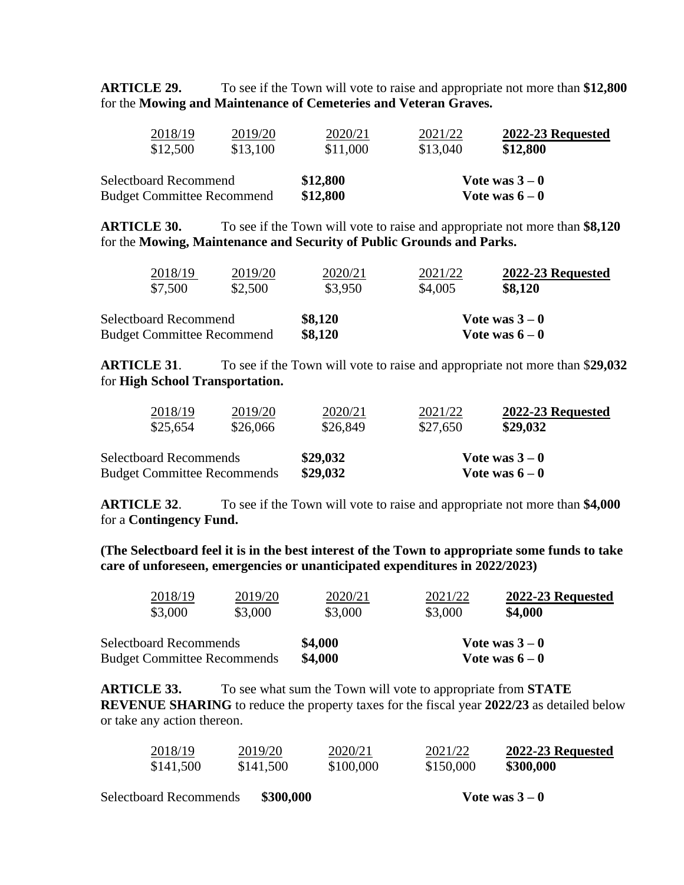**ARTICLE 29.** To see if the Town will vote to raise and appropriate not more than **$12,800** for the **Mowing and Maintenance of Cemeteries and Veteran Graves.**

| 2018/19 | 2019/20 | 2020/21 | 2021/22 | **2022-23 Requested** |
|---|---|---|---|---|
| $12,500 | $13,100 | $11,000 | $13,040 | **$12,800** |

| | | |
|---|---|---|
| Selectboard Recommend | **$12,800** | **Vote was 3 – 0** |
| Budget Committee Recommend | **$12,800** | **Vote was 6 – 0** |

**ARTICLE 30.** To see if the Town will vote to raise and appropriate not more than **$8,120** for the **Mowing, Maintenance and Security of Public Grounds and Parks.**

| 2018/19 | 2019/20 | 2020/21 | 2021/22 | **2022-23 Requested** |
|---|---|---|---|---|
| $7,500 | $2,500 | $3,950 | $4,005 | **$8,120** |

| | | |
|---|---|---|
| Selectboard Recommend | **$8,120** | **Vote was 3 – 0** |
| Budget Committee Recommend | **$8,120** | **Vote was 6 – 0** |

**ARTICLE 31**. To see if the Town will vote to raise and appropriate not more than $**29,032** for **High School Transportation.**

| 2018/19 | 2019/20 | 2020/21 | 2021/22 | **2022-23 Requested** |
|---|---|---|---|---|
| $25,654 | $26,066 | $26,849 | $27,650 | **$29,032** |

| | | |
|---|---|---|
| Selectboard Recommends | **$29,032** | **Vote was 3 – 0** |
| Budget Committee Recommends | **$29,032** | **Vote was 6 – 0** |

**ARTICLE 32**. To see if the Town will vote to raise and appropriate not more than **$4,000** for a **Contingency Fund.**

**(The Selectboard feel it is in the best interest of the Town to appropriate some funds to take care of unforeseen, emergencies or unanticipated expenditures in 2022/2023)**

| 2018/19 | 2019/20 | 2020/21 | 2021/22 | **2022-23 Requested** |
|---|---|---|---|---|
| $3,000 | $3,000 | $3,000 | $3,000 | **$4,000** |

| | | |
|---|---|---|
| Selectboard Recommends | **$4,000** | **Vote was 3 – 0** |
| Budget Committee Recommends | **$4,000** | **Vote was 6 – 0** |

**ARTICLE 33.** To see what sum the Town will vote to appropriate from **STATE REVENUE SHARING** to reduce the property taxes for the fiscal year **2022/23** as detailed below or take any action thereon.

| 2018/19 | 2019/20 | 2020/21 | 2021/22 | **2022-23 Requested** |
|---|---|---|---|---|
| $141,500 | $141,500 | $100,000 | $150,000 | **$300,000** |

| | | |
|---|---|---|
| Selectboard Recommends | **$300,000** | **Vote was 3 – 0** |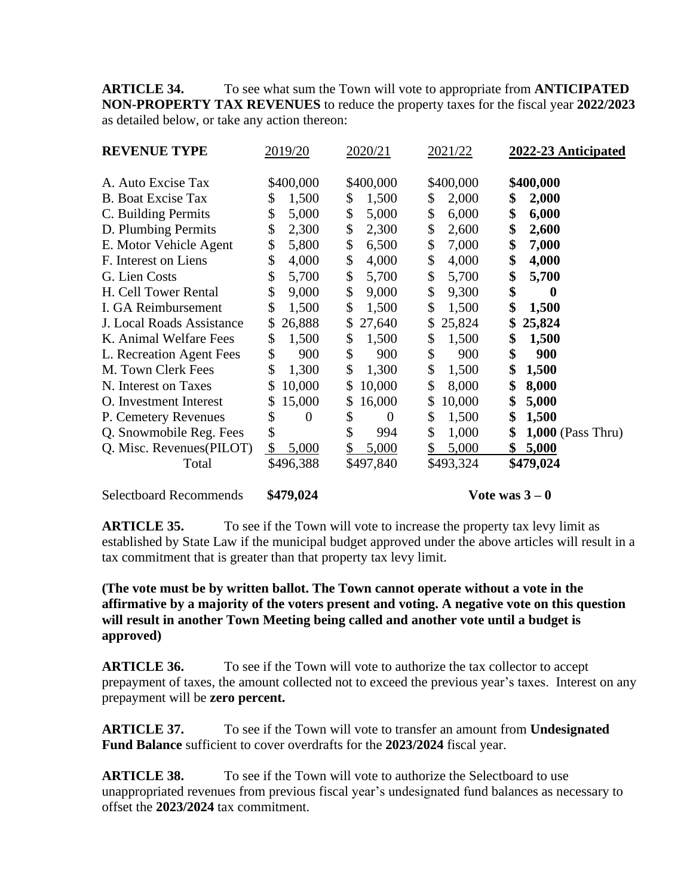**ARTICLE 34.** To see what sum the Town will vote to appropriate from **ANTICIPATED NON-PROPERTY TAX REVENUES** to reduce the property taxes for the fiscal year **2022/2023** as detailed below, or take any action thereon:

| **REVENUE TYPE** | 2019/20 | 2020/21 | 2021/22 | **2022-23 Anticipated** |
|---|---|---|---|---|
| A. Auto Excise Tax | $400,000 | $400,000 | $400,000 | **$400,000** |
| B. Boat Excise Tax | $ 1,500 | $ 1,500 | $ 2,000 | **$ 2,000** |
| C. Building Permits | $ 5,000 | $ 5,000 | $ 6,000 | **$ 6,000** |
| D. Plumbing Permits | $ 2,300 | $ 2,300 | $ 2,600 | **$ 2,600** |
| E. Motor Vehicle Agent | $ 5,800 | $ 6,500 | $ 7,000 | **$ 7,000** |
| F. Interest on Liens | $ 4,000 | $ 4,000 | $ 4,000 | **$ 4,000** |
| G. Lien Costs | $ 5,700 | $ 5,700 | $ 5,700 | **$ 5,700** |
| H. Cell Tower Rental | $ 9,000 | $ 9,000 | $ 9,300 | **$ 0** |
| I. GA Reimbursement | $ 1,500 | $ 1,500 | $ 1,500 | **$ 1,500** |
| J. Local Roads Assistance | $ 26,888 | $ 27,640 | $ 25,824 | **$ 25,824** |
| K. Animal Welfare Fees | $ 1,500 | $ 1,500 | $ 1,500 | **$ 1,500** |
| L. Recreation Agent Fees | $ 900 | $ 900 | $ 900 | **$ 900** |
| M. Town Clerk Fees | $ 1,300 | $ 1,300 | $ 1,500 | **$ 1,500** |
| N. Interest on Taxes | $ 10,000 | $ 10,000 | $ 8,000 | **$ 8,000** |
| O. Investment Interest | $ 15,000 | $ 16,000 | $ 10,000 | **$ 5,000** |
| P. Cemetery Revenues | $ 0 | $ 0 | $ 1,500 | **$ 1,500** |
| Q. Snowmobile Reg. Fees | $ | $ 994 | $ 1,000 | **$ 1,000** (Pass Thru) |
| Q. Misc. Revenues(PILOT) | $ 5,000 | $ 5,000 | $ 5,000 | **$ 5,000** |
| Total | $496,388 | $497,840 | $493,324 | **$479,024** |

Selectboard Recommends **$479,024** **Vote was 3 – 0**

**ARTICLE 35.** To see if the Town will vote to increase the property tax levy limit as established by State Law if the municipal budget approved under the above articles will result in a tax commitment that is greater than that property tax levy limit.

**(The vote must be by written ballot. The Town cannot operate without a vote in the affirmative by a majority of the voters present and voting. A negative vote on this question will result in another Town Meeting being called and another vote until a budget is approved)**

**ARTICLE 36.** To see if the Town will vote to authorize the tax collector to accept prepayment of taxes, the amount collected not to exceed the previous year's taxes. Interest on any prepayment will be **zero percent.**

**ARTICLE 37.** To see if the Town will vote to transfer an amount from **Undesignated Fund Balance** sufficient to cover overdrafts for the **2023/2024** fiscal year.

**ARTICLE 38.** To see if the Town will vote to authorize the Selectboard to use unappropriated revenues from previous fiscal year's undesignated fund balances as necessary to offset the **2023/2024** tax commitment.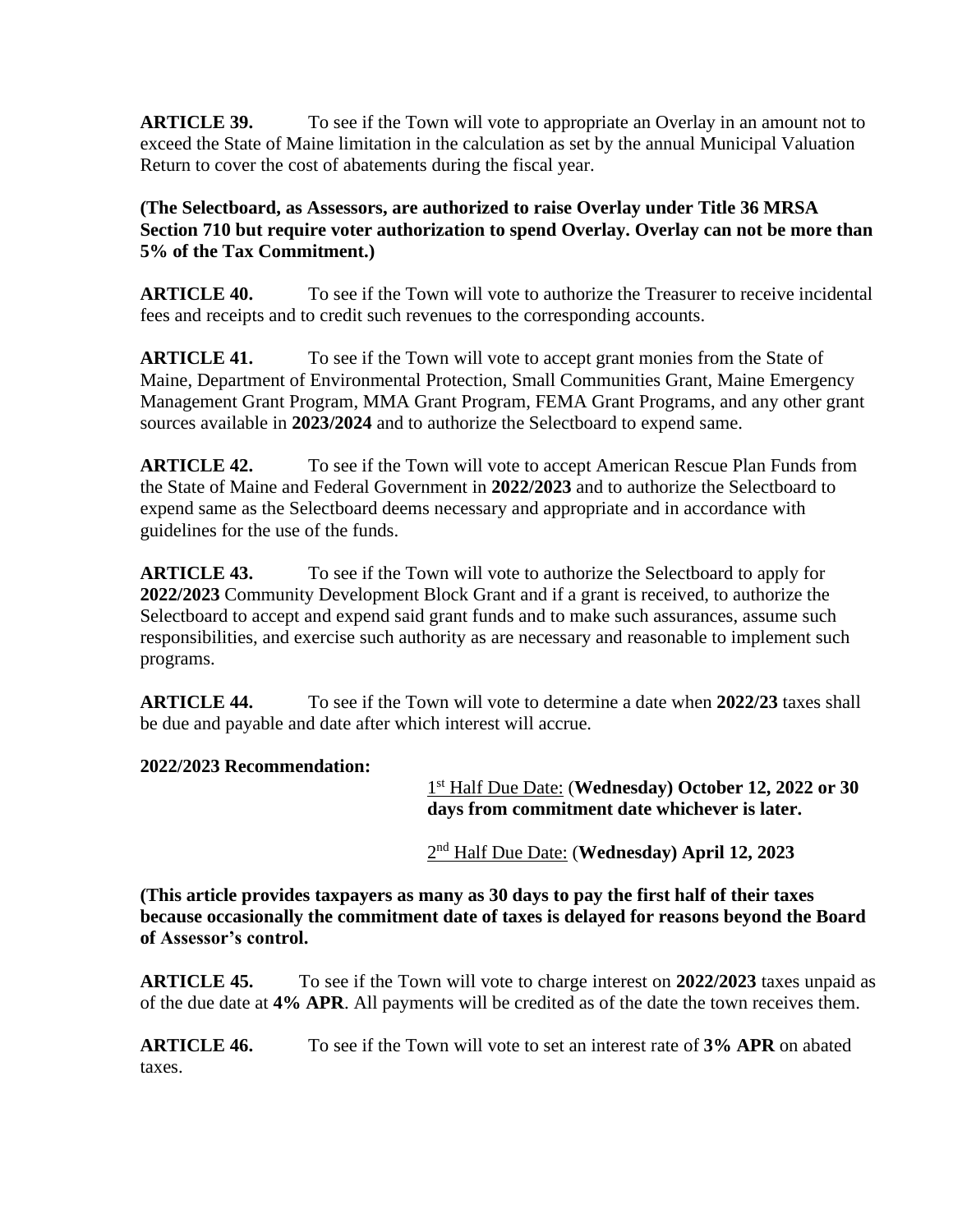**ARTICLE 39.** To see if the Town will vote to appropriate an Overlay in an amount not to exceed the State of Maine limitation in the calculation as set by the annual Municipal Valuation Return to cover the cost of abatements during the fiscal year.

**(The Selectboard, as Assessors, are authorized to raise Overlay under Title 36 MRSA Section 710 but require voter authorization to spend Overlay. Overlay can not be more than 5% of the Tax Commitment.)**

**ARTICLE 40.** To see if the Town will vote to authorize the Treasurer to receive incidental fees and receipts and to credit such revenues to the corresponding accounts.

**ARTICLE 41.** To see if the Town will vote to accept grant monies from the State of Maine, Department of Environmental Protection, Small Communities Grant, Maine Emergency Management Grant Program, MMA Grant Program, FEMA Grant Programs, and any other grant sources available in **2023/2024** and to authorize the Selectboard to expend same.

**ARTICLE 42.** To see if the Town will vote to accept American Rescue Plan Funds from the State of Maine and Federal Government in **2022/2023** and to authorize the Selectboard to expend same as the Selectboard deems necessary and appropriate and in accordance with guidelines for the use of the funds.

**ARTICLE 43.** To see if the Town will vote to authorize the Selectboard to apply for **2022/2023** Community Development Block Grant and if a grant is received, to authorize the Selectboard to accept and expend said grant funds and to make such assurances, assume such responsibilities, and exercise such authority as are necessary and reasonable to implement such programs.

**ARTICLE 44.** To see if the Town will vote to determine a date when **2022/23** taxes shall be due and payable and date after which interest will accrue.

**2022/2023 Recommendation:**

1st Half Due Date: (**Wednesday) October 12, 2022 or 30 days from commitment date whichever is later.**

2nd Half Due Date: (**Wednesday) April 12, 2023**

**(This article provides taxpayers as many as 30 days to pay the first half of their taxes because occasionally the commitment date of taxes is delayed for reasons beyond the Board of Assessor's control.**

**ARTICLE 45.** To see if the Town will vote to charge interest on **2022/2023** taxes unpaid as of the due date at **4% APR**. All payments will be credited as of the date the town receives them.

**ARTICLE 46.** To see if the Town will vote to set an interest rate of **3% APR** on abated taxes.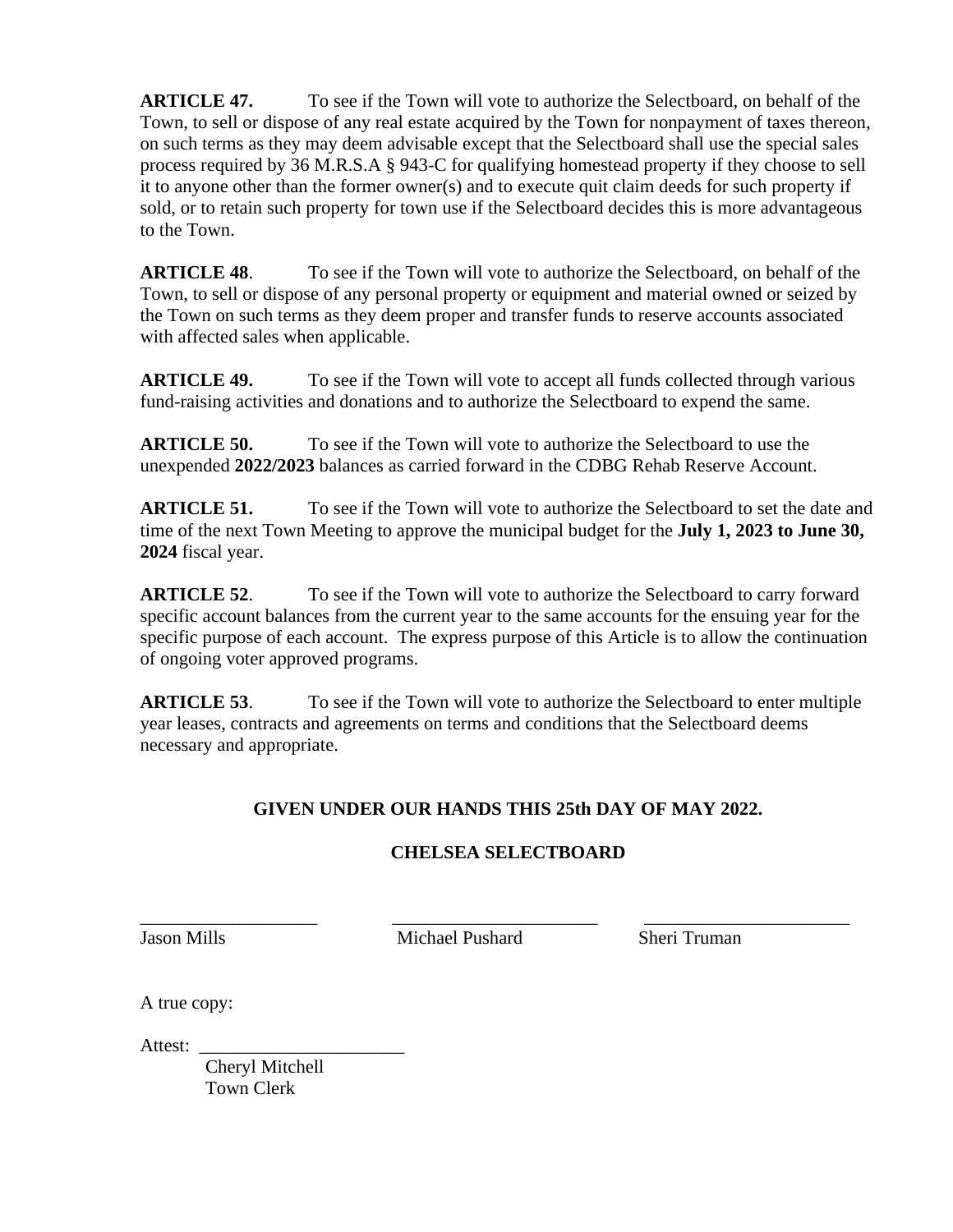**ARTICLE 47.** To see if the Town will vote to authorize the Selectboard, on behalf of the Town, to sell or dispose of any real estate acquired by the Town for nonpayment of taxes thereon, on such terms as they may deem advisable except that the Selectboard shall use the special sales process required by 36 M.R.S.A § 943-C for qualifying homestead property if they choose to sell it to anyone other than the former owner(s) and to execute quit claim deeds for such property if sold, or to retain such property for town use if the Selectboard decides this is more advantageous to the Town.

**ARTICLE 48**. To see if the Town will vote to authorize the Selectboard, on behalf of the Town, to sell or dispose of any personal property or equipment and material owned or seized by the Town on such terms as they deem proper and transfer funds to reserve accounts associated with affected sales when applicable.

**ARTICLE 49.** To see if the Town will vote to accept all funds collected through various fund-raising activities and donations and to authorize the Selectboard to expend the same.

**ARTICLE 50.** To see if the Town will vote to authorize the Selectboard to use the unexpended **2022/2023** balances as carried forward in the CDBG Rehab Reserve Account.

**ARTICLE 51.** To see if the Town will vote to authorize the Selectboard to set the date and time of the next Town Meeting to approve the municipal budget for the **July 1, 2023 to June 30, 2024** fiscal year.

**ARTICLE 52**. To see if the Town will vote to authorize the Selectboard to carry forward specific account balances from the current year to the same accounts for the ensuing year for the specific purpose of each account. The express purpose of this Article is to allow the continuation of ongoing voter approved programs.

**ARTICLE 53**. To see if the Town will vote to authorize the Selectboard to enter multiple year leases, contracts and agreements on terms and conditions that the Selectboard deems necessary and appropriate.

**GIVEN UNDER OUR HANDS THIS 25th DAY OF MAY 2022.**

**CHELSEA SELECTBOARD**

\_\_\_\_\_\_\_\_\_\_\_\_\_\_\_\_\_\_\_ \_\_\_\_\_\_\_\_\_\_\_\_\_\_\_\_\_\_\_\_\_\_ \_\_\_\_\_\_\_\_\_\_\_\_\_\_\_\_\_\_\_\_\_\_

Jason Mills Michael Pushard Sheri Truman

A true copy:

Attest: \_\_\_\_\_\_\_\_\_\_\_\_\_\_\_\_\_\_\_\_\_\_

Cheryl Mitchell
Town Clerk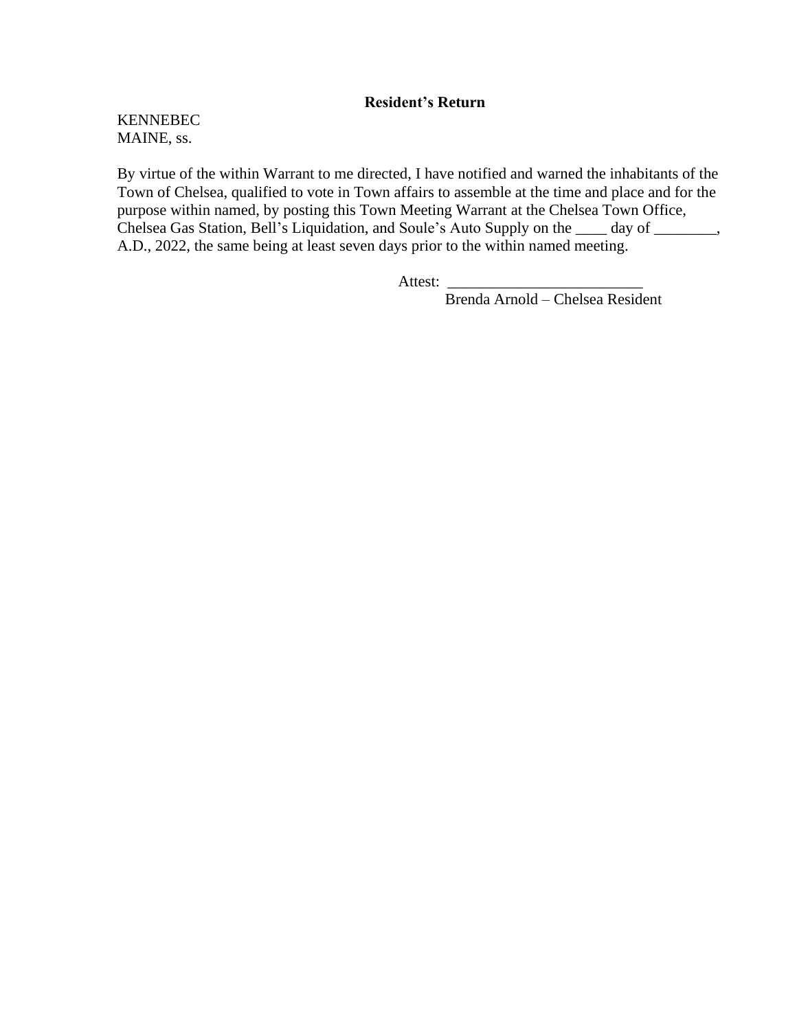## Resident's Return

KENNEBEC
MAINE, ss.

By virtue of the within Warrant to me directed, I have notified and warned the inhabitants of the Town of Chelsea, qualified to vote in Town affairs to assemble at the time and place and for the purpose within named, by posting this Town Meeting Warrant at the Chelsea Town Office, Chelsea Gas Station, Bell's Liquidation, and Soule's Auto Supply on the ____ day of ________, A.D., 2022, the same being at least seven days prior to the within named meeting.

Attest: ________________________
Brenda Arnold – Chelsea Resident